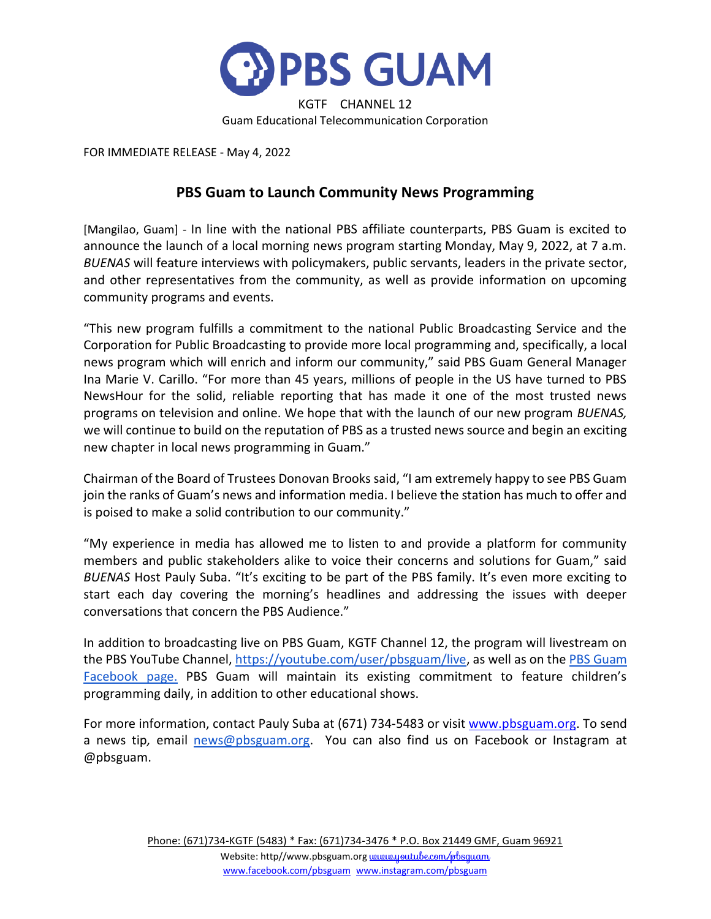# PBS GUAM

KGTF CHANNEL 12

Guam Educational Telecommunication Corporation

FOR IMMEDIATE RELEASE - May 4, 2022

## PBS Guam to Launch Community News Programming

[Mangilao, Guam] - In line with the national PBS affiliate counterparts, PBS Guam is excited to announce the launch of a local morning news program starting Monday, May 9, 2022, at 7 a.m. *BUENAS* will feature interviews with policymakers, public servants, leaders in the private sector, and other representatives from the community, as well as provide information on upcoming community programs and events.

"This new program fulfills a commitment to the national Public Broadcasting Service and the Corporation for Public Broadcasting to provide more local programming and, specifically, a local news program which will enrich and inform our community," said PBS Guam General Manager Ina Marie V. Carillo. "For more than 45 years, millions of people in the US have turned to PBS NewsHour for the solid, reliable reporting that has made it one of the most trusted news programs on television and online. We hope that with the launch of our new program *BUENAS,* we will continue to build on the reputation of PBS as a trusted news source and begin an exciting new chapter in local news programming in Guam."

Chairman of the Board of Trustees Donovan Brooks said, "I am extremely happy to see PBS Guam join the ranks of Guam's news and information media. I believe the station has much to offer and is poised to make a solid contribution to our community."

"My experience in media has allowed me to listen to and provide a platform for community members and public stakeholders alike to voice their concerns and solutions for Guam," said *BUENAS* Host Pauly Suba. "It's exciting to be part of the PBS family. It's even more exciting to start each day covering the morning's headlines and addressing the issues with deeper conversations that concern the PBS Audience."

In addition to broadcasting live on PBS Guam, KGTF Channel 12, the program will livestream on the PBS YouTube Channel, https://youtube.com/user/pbsguam/live, as well as on the PBS Guam Facebook page. PBS Guam will maintain its existing commitment to feature children's programming daily, in addition to other educational shows.

For more information, contact Pauly Suba at (671) 734-5483 or visit www.pbsguam.org. To send a news tip, email news@pbsguam.org. You can also find us on Facebook or Instagram at @pbsguam.

Phone: (671)734-KGTF (5483) * Fax: (671)734-3476 * P.O. Box 21449 GMF, Guam 96921

Website: http//www.pbsguam.org www.youtube.com/pbsguam

www.facebook.com/pbsguam www.instagram.com/pbsguam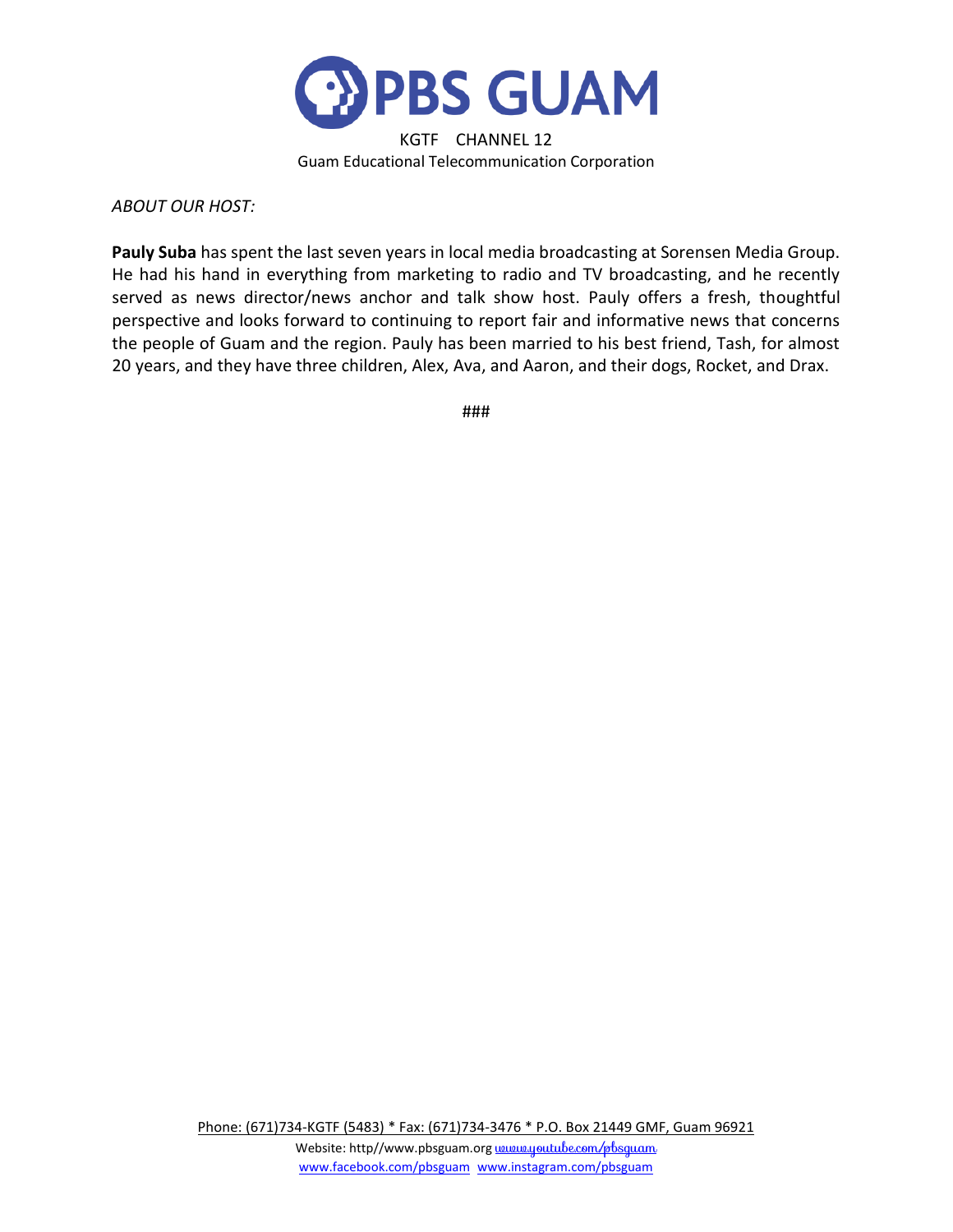PBS GUAM

KGTF CHANNEL 12

Guam Educational Telecommunication Corporation

*ABOUT OUR HOST:*

**Pauly Suba** has spent the last seven years in local media broadcasting at Sorensen Media Group. He had his hand in everything from marketing to radio and TV broadcasting, and he recently served as news director/news anchor and talk show host. Pauly offers a fresh, thoughtful perspective and looks forward to continuing to report fair and informative news that concerns the people of Guam and the region. Pauly has been married to his best friend, Tash, for almost 20 years, and they have three children, Alex, Ava, and Aaron, and their dogs, Rocket, and Drax.

###

Phone: (671)734-KGTF (5483) * Fax: (671)734-3476 * P.O. Box 21449 GMF, Guam 96921

Website: http//www.pbsguam.org www.youtube.com/pbsguam

www.facebook.com/pbsguam www.instagram.com/pbsguam